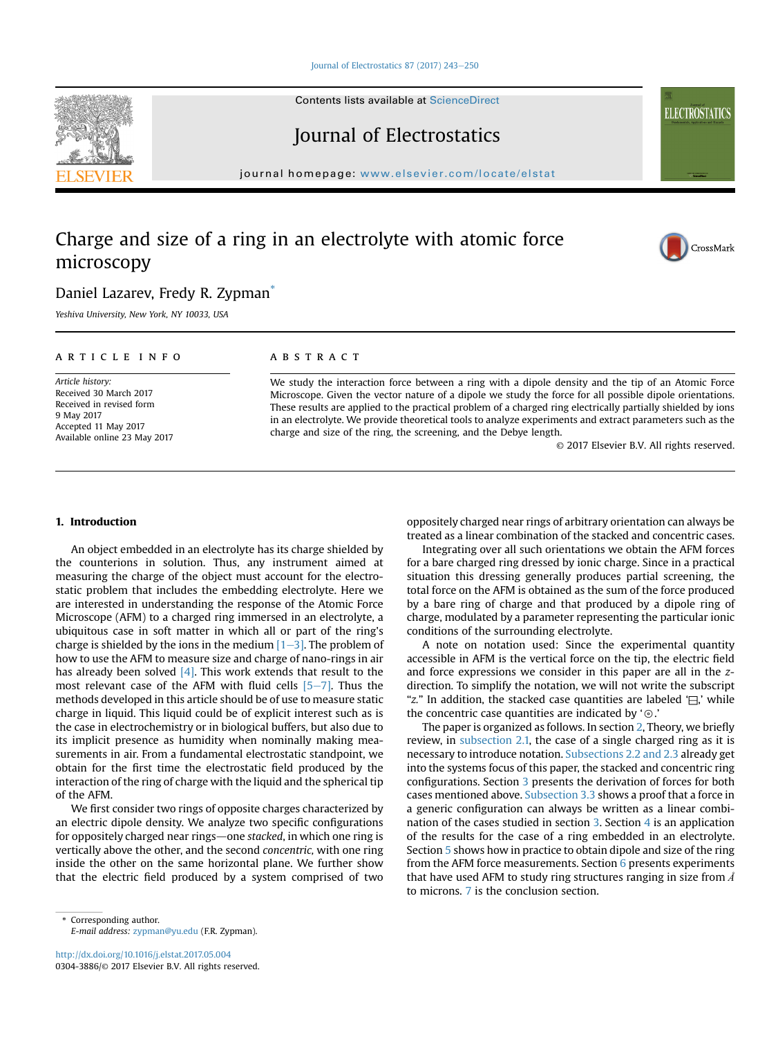# Charge and size of a ring in an electrolyte with atomic force microscopy

Daniel Lazarev, Fredy R. Zypman*

*Yeshiva University, New York, NY 10033, USA*

## ARTICLE INFO

*Article history:*
Received 30 March 2017
Received in revised form
9 May 2017
Accepted 11 May 2017
Available online 23 May 2017

## ABSTRACT

We study the interaction force between a ring with a dipole density and the tip of an Atomic Force Microscope. Given the vector nature of a dipole we study the force for all possible dipole orientations. These results are applied to the practical problem of a charged ring electrically partially shielded by ions in an electrolyte. We provide theoretical tools to analyze experiments and extract parameters such as the charge and size of the ring, the screening, and the Debye length.

© 2017 Elsevier B.V. All rights reserved.

## 1. Introduction

An object embedded in an electrolyte has its charge shielded by the counterions in solution. Thus, any instrument aimed at measuring the charge of the object must account for the electrostatic problem that includes the embedding electrolyte. Here we are interested in understanding the response of the Atomic Force Microscope (AFM) to a charged ring immersed in an electrolyte, a ubiquitous case in soft matter in which all or part of the ring's charge is shielded by the ions in the medium [1–3]. The problem of how to use the AFM to measure size and charge of nano-rings in air has already been solved [4]. This work extends that result to the most relevant case of the AFM with fluid cells [5–7]. Thus the methods developed in this article should be of use to measure static charge in liquid. This liquid could be of explicit interest such as is the case in electrochemistry or in biological buffers, but also due to its implicit presence as humidity when nominally making measurements in air. From a fundamental electrostatic standpoint, we obtain for the first time the electrostatic field produced by the interaction of the ring of charge with the liquid and the spherical tip of the AFM.

We first consider two rings of opposite charges characterized by an electric dipole density. We analyze two specific configurations for oppositely charged near rings—one *stacked*, in which one ring is vertically above the other, and the second *concentric*, with one ring inside the other on the same horizontal plane. We further show that the electric field produced by a system comprised of two oppositely charged near rings of arbitrary orientation can always be treated as a linear combination of the stacked and concentric cases.

Integrating over all such orientations we obtain the AFM forces for a bare charged ring dressed by ionic charge. Since in a practical situation this dressing generally produces partial screening, the total force on the AFM is obtained as the sum of the force produced by a bare ring of charge and that produced by a dipole ring of charge, modulated by a parameter representing the particular ionic conditions of the surrounding electrolyte.

A note on notation used: Since the experimental quantity accessible in AFM is the vertical force on the tip, the electric field and force expressions we consider in this paper are all in the $z$-direction. To simplify the notation, we will not write the subscript "z." In addition, the stacked case quantities are labeled '⊟,' while the concentric case quantities are indicated by '⊚.'

The paper is organized as follows. In section 2, Theory, we briefly review, in subsection 2.1, the case of a single charged ring as it is necessary to introduce notation. Subsections 2.2 and 2.3 already get into the systems focus of this paper, the stacked and concentric ring configurations. Section 3 presents the derivation of forces for both cases mentioned above. Subsection 3.3 shows a proof that a force in a generic configuration can always be written as a linear combination of the cases studied in section 3. Section 4 is an application of the results for the case of a ring embedded in an electrolyte. Section 5 shows how in practice to obtain dipole and size of the ring from the AFM force measurements. Section 6 presents experiments that have used AFM to study ring structures ranging in size from Å to microns. 7 is the conclusion section.

\* Corresponding author.
*E-mail address:* zypman@yu.edu (F.R. Zypman).

http://dx.doi.org/10.1016/j.elstat.2017.05.004
0304-3886/© 2017 Elsevier B.V. All rights reserved.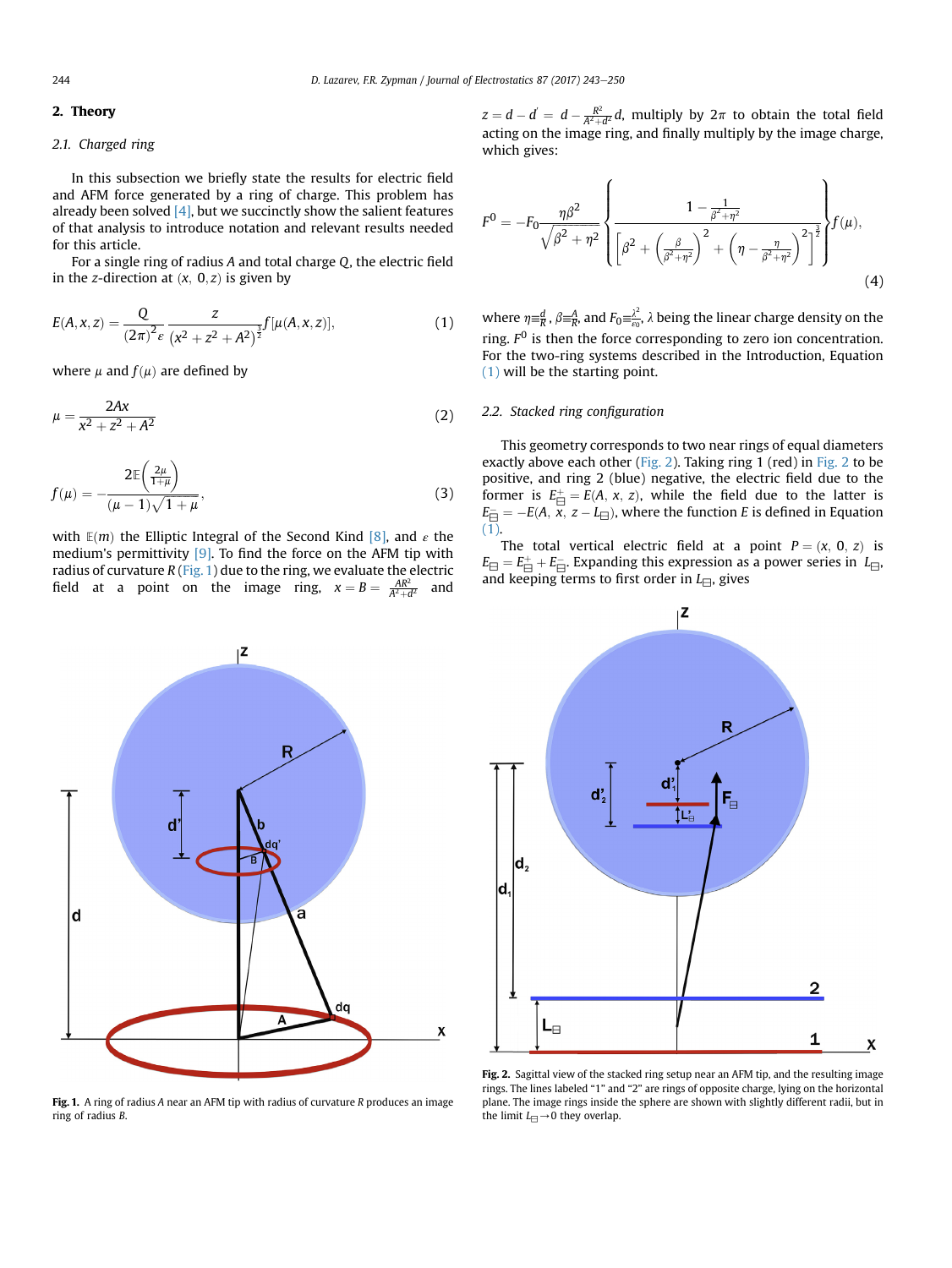## 2. Theory

### 2.1. Charged ring

In this subsection we briefly state the results for electric field and AFM force generated by a ring of charge. This problem has already been solved [4], but we succinctly show the salient features of that analysis to introduce notation and relevant results needed for this article.

For a single ring of radius $A$ and total charge $Q$, the electric field in the $z$-direction at $(x, 0, z)$ is given by

$$E(A,x,z) = \frac{Q}{(2\pi)^2 \varepsilon} \frac{z}{\left(x^2+z^2+A^2\right)^{\frac{3}{2}}} f[\mu(A,x,z)], \tag{1}$$

where $\mu$ and $f(\mu)$ are defined by

$$\mu = \frac{2Ax}{x^2+z^2+A^2} \tag{2}$$

$$f(\mu) = -\frac{2\mathbb{E}\left(\frac{2\mu}{1+\mu}\right)}{(\mu-1)\sqrt{1+\mu}}, \tag{3}$$

with $\mathbb{E}(m)$ the Elliptic Integral of the Second Kind [8], and $\varepsilon$ the medium's permittivity [9]. To find the force on the AFM tip with radius of curvature $R$ (Fig. 1) due to the ring, we evaluate the electric field at a point on the image ring, $x = B = \frac{AR^2}{A^2+d^2}$ and $z = d - d' = d - \frac{R^2}{A^2+d^2}d$, multiply by $2\pi$ to obtain the total field acting on the image ring, and finally multiply by the image charge, which gives:

$$F^0 = -F_0 \frac{\eta\beta^2}{\sqrt{\beta^2+\eta^2}} \left\{ \frac{1-\frac{1}{\beta^2+\eta^2}}{\left[\beta^2+\left(\frac{\beta}{\beta^2+\eta^2}\right)^2+\left(\eta-\frac{\eta}{\beta^2+\eta^2}\right)^2\right]^{\frac{3}{2}}} \right\} f(\mu), \tag{4}$$

where $\eta \equiv \frac{d}{R}$, $\beta \equiv \frac{A}{R}$, and $F_0 \equiv \frac{\lambda^2}{\varepsilon_0}$, $\lambda$ being the linear charge density on the ring. $F^0$ is then the force corresponding to zero ion concentration. For the two-ring systems described in the Introduction, Equation (1) will be the starting point.

### 2.2. Stacked ring configuration

This geometry corresponds to two near rings of equal diameters exactly above each other (Fig. 2). Taking ring 1 (red) in Fig. 2 to be positive, and ring 2 (blue) negative, the electric field due to the former is $E^+_{\boxminus} = E(A, x, z)$, while the field due to the latter is $E^-_{\boxminus} = -E(A, x, z - L_{\boxminus})$, where the function $E$ is defined in Equation (1).

The total vertical electric field at a point $P = (x, 0, z)$ is $E_{\boxminus} = E^+_{\boxminus} + E^-_{\boxminus}$. Expanding this expression as a power series in $L_{\boxminus}$, and keeping terms to first order in $L_{\boxminus}$, gives

**Fig. 1.** A ring of radius $A$ near an AFM tip with radius of curvature $R$ produces an image ring of radius $B$.

**Fig. 2.** Sagittal view of the stacked ring setup near an AFM tip, and the resulting image rings. The lines labeled "1" and "2" are rings of opposite charge, lying on the horizontal plane. The image rings inside the sphere are shown with slightly different radii, but in the limit $L_{\boxminus} \to 0$ they overlap.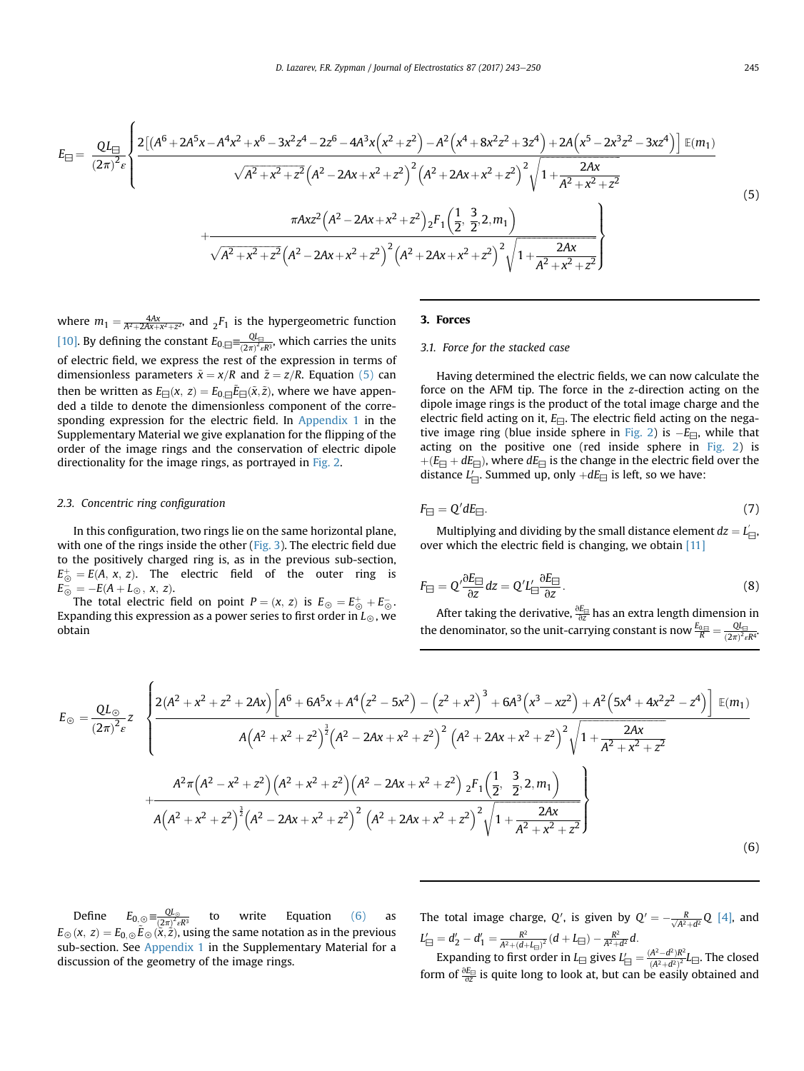$$E_{\boxminus} = \frac{QL_{\boxminus}}{(2\pi)^2\varepsilon}\left\{\frac{2\left[\left(A^6+2A^5x-A^4x^2+x^6-3x^2z^4-2z^6-4A^3x\left(x^2+z^2\right)-A^2\left(x^4+8x^2z^2+3z^4\right)+2A\left(x^5-2x^3z^2-3xz^4\right)\right]\mathbb{E}(m_1)}{\sqrt{A^2+x^2+z^2}\left(A^2-2Ax+x^2+z^2\right)^2\left(A^2+2Ax+x^2+z^2\right)^2\sqrt{1+\frac{2Ax}{A^2+x^2+z^2}}} + \frac{\pi Axz^2\left(A^2-2Ax+x^2+z^2\right){}_2F_1\left(\frac{1}{2},\frac{3}{2},2,m_1\right)}{\sqrt{A^2+x^2+z^2}\left(A^2-2Ax+x^2+z^2\right)^2\left(A^2+2Ax+x^2+z^2\right)^2\sqrt{1+\frac{2Ax}{A^2+x^2+z^2}}}\right\} \tag{5}$$

where $m_1 = \frac{4Ax}{A^2+2Ax+x^2+z^2}$, and ${}_2F_1$ is the hypergeometric function [10]. By defining the constant $E_{0,\boxminus} \equiv \frac{QL_{\boxminus}}{(2\pi)^2\varepsilon R^3}$, which carries the units of electric field, we express the rest of the expression in terms of dimensionless parameters $\tilde{x} = x/R$ and $\tilde{z} = z/R$. Equation (5) can then be written as $E_{\boxminus}(x, z) = E_{0,\boxminus}\tilde{E}_{\boxminus}(\tilde{x}, \tilde{z})$, where we have appended a tilde to denote the dimensionless component of the corresponding expression for the electric field. In Appendix 1 in the Supplementary Material we give explanation for the flipping of the order of the image rings and the conservation of electric dipole directionality for the image rings, as portrayed in Fig. 2.

### 2.3. Concentric ring configuration

In this configuration, two rings lie on the same horizontal plane, with one of the rings inside the other (Fig. 3). The electric field due to the positively charged ring is, as in the previous sub-section, $E^+_{\odot} = E(A, x, z)$. The electric field of the outer ring is $E^-_{\odot} = -E(A + L_{\odot}, x, z)$.

The total electric field on point $P = (x, z)$ is $E_{\odot} = E^+_{\odot} + E^-_{\odot}$. Expanding this expression as a power series to first order in $L_{\odot}$, we obtain

$$E_{\odot} = \frac{QL_{\odot}}{(2\pi)^2\varepsilon}z\left\{\frac{2\left(A^2+x^2+z^2+2Ax\right)\left[A^6+6A^5x+A^4\left(z^2-5x^2\right)-\left(z^2+x^2\right)^3+6A^3\left(x^3-xz^2\right)+A^2\left(5x^4+4x^2z^2-z^4\right)\right]\mathbb{E}(m_1)}{A\left(A^2+x^2+z^2\right)^{\frac{3}{2}}\left(A^2-2Ax+x^2+z^2\right)^2\left(A^2+2Ax+x^2+z^2\right)^2\sqrt{1+\frac{2Ax}{A^2+x^2+z^2}}} + \frac{A^2\pi\left(A^2-x^2+z^2\right)\left(A^2+x^2+z^2\right)\left(A^2-2Ax+x^2+z^2\right){}_2F_1\left(\frac{1}{2},\frac{3}{2},2,m_1\right)}{A\left(A^2+x^2+z^2\right)^{\frac{3}{2}}\left(A^2-2Ax+x^2+z^2\right)^2\left(A^2+2Ax+x^2+z^2\right)^2\sqrt{1+\frac{2Ax}{A^2+x^2+z^2}}}\right\} \tag{6}$$

Define $E_{0,\odot} \equiv \frac{QL_{\odot}}{(2\pi)^2\varepsilon R^3}$ to write Equation (6) as $E_{\odot}(x, z) = E_{0,\odot}\tilde{E}_{\odot}(\tilde{x}, \tilde{z})$, using the same notation as in the previous sub-section. See Appendix 1 in the Supplementary Material for a discussion of the geometry of the image rings.

## 3. Forces

### 3.1. Force for the stacked case

Having determined the electric fields, we can now calculate the force on the AFM tip. The force in the $z$-direction acting on the dipole image rings is the product of the total image charge and the electric field acting on it, $E_{\boxminus}$. The electric field acting on the negative image ring (blue inside sphere in Fig. 2) is $-E_{\boxminus}$, while that acting on the positive one (red inside sphere in Fig. 2) is $+(E_{\boxminus} + dE_{\boxminus})$, where $dE_{\boxminus}$ is the change in the electric field over the distance $L'_{\boxminus}$. Summed up, only $+dE_{\boxminus}$ is left, so we have:

$$F_{\boxminus} = Q'dE_{\boxminus}. \tag{7}$$

Multiplying and dividing by the small distance element $dz = L'_{\boxminus}$, over which the electric field is changing, we obtain [11]

$$F_{\boxminus} = Q'\frac{\partial E_{\boxminus}}{\partial z}dz = Q'L'_{\boxminus}\frac{\partial E_{\boxminus}}{\partial z}. \tag{8}$$

After taking the derivative, $\frac{\partial E_{\boxminus}}{\partial z}$ has an extra length dimension in the denominator, so the unit-carrying constant is now $\frac{E_{0\boxminus}}{R} = \frac{QL_{\boxminus}}{(2\pi)^2\varepsilon R^4}$.

The total image charge, $Q'$, is given by $Q' = -\frac{R}{\sqrt{A^2+d^2}}Q$ [4], and $L'_{\boxminus} = d'_2 - d'_1 = \frac{R^2}{A^2+(d+L_{\boxminus})^2}(d + L_{\boxminus}) - \frac{R^2}{A^2+d^2}d$.

Expanding to first order in $L_{\boxminus}$ gives $L'_{\boxminus} = \frac{(A^2-d^2)R^2}{(A^2+d^2)^2}L_{\boxminus}$. The closed form of $\frac{\partial E_{\boxminus}}{\partial z}$ is quite long to look at, but can be easily obtained and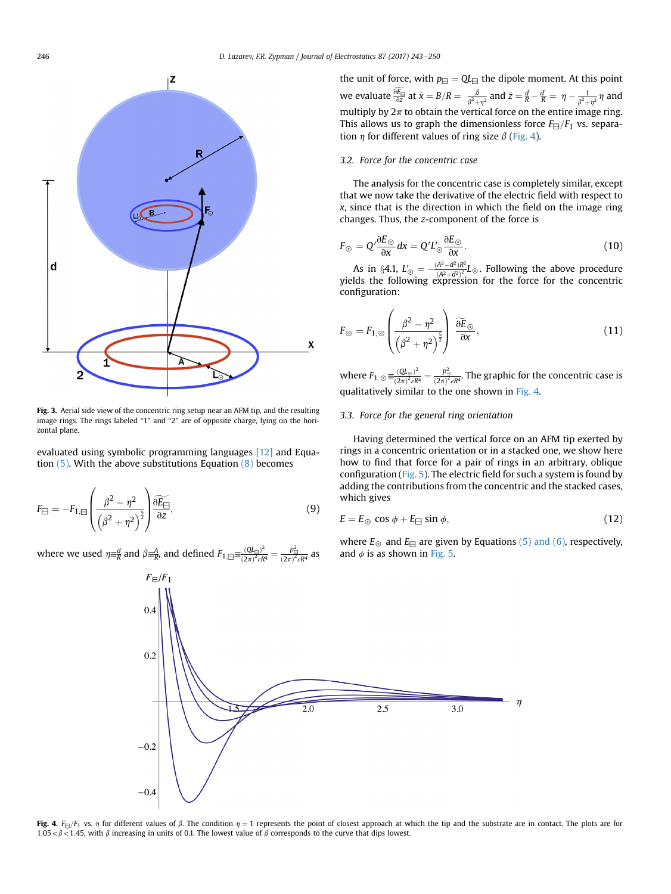Fig. 3. Aerial side view of the concentric ring setup near an AFM tip, and the resulting image rings. The rings labeled "1" and "2" are of opposite charge, lying on the horizontal plane.

evaluated using symbolic programming languages [12] and Equation (5). With the above substitutions Equation (8) becomes

$$F_{\boxminus} = -F_{1,\boxminus}\left(\frac{\beta^2-\eta^2}{\left(\beta^2+\eta^2\right)^{\frac{5}{2}}}\right)\frac{\partial\widetilde{E_{\boxminus}}}{\partial z}, \tag{9}$$

where we used $\eta \equiv \frac{d}{R}$ and $\beta \equiv \frac{A}{R}$, and defined $F_{1,\boxminus} \equiv \frac{(QL_{\boxminus})^2}{(2\pi)^2\epsilon R^4} = \frac{p_{\boxminus}^2}{(2\pi)^2\epsilon R^4}$ as the unit of force, with $p_{\boxminus} = QL_{\boxminus}$ the dipole moment. At this point we evaluate $\frac{\partial\widetilde{E_{\boxminus}}}{\partial z}$ at $\tilde{x} = B/R = \frac{\beta}{\beta^2+\eta^2}$ and $\tilde{z} = \frac{d}{R} - \frac{d'}{R} = \eta - \frac{1}{\beta^2+\eta^2}\eta$ and multiply by $2\pi$ to obtain the vertical force on the entire image ring. This allows us to graph the dimensionless force $F_{\boxminus}/F_1$ vs. separation $\eta$ for different values of ring size $\beta$ (Fig. 4).

### 3.2. Force for the concentric case

The analysis for the concentric case is completely similar, except that we now take the derivative of the electric field with respect to $x$, since that is the direction in which the field on the image ring changes. Thus, the $z$-component of the force is

$$F_{\odot} = Q'\frac{\partial E_{\odot}}{\partial x}dx = Q'L'_{\odot}\frac{\partial E_{\odot}}{\partial x}. \tag{10}$$

As in §4.1, $L'_{\odot} = -\frac{(A^2-d^2)R^2}{(A^2+d^2)^2}L_{\odot}$. Following the above procedure yields the following expression for the force for the concentric configuration:

$$F_{\odot} = F_{1,\odot}\left(\frac{\beta^2-\eta^2}{\left(\beta^2+\eta^2\right)^{\frac{5}{2}}}\right)\frac{\partial\widetilde{E_{\odot}}}{\partial x}, \tag{11}$$

where $F_{1,\odot} \equiv \frac{(QL_{\odot})^2}{(2\pi)^2\epsilon R^4} = \frac{p_{\odot}^2}{(2\pi)^2\epsilon R^4}$. The graphic for the concentric case is qualitatively similar to the one shown in Fig. 4.

### 3.3. Force for the general ring orientation

Having determined the vertical force on an AFM tip exerted by rings in a concentric orientation or in a stacked one, we show here how to find that force for a pair of rings in an arbitrary, oblique configuration (Fig. 5). The electric field for such a system is found by adding the contributions from the concentric and the stacked cases, which gives

$$E = E_{\odot}\cos\phi + E_{\boxminus}\sin\phi, \tag{12}$$

where $E_{\odot}$ and $E_{\boxminus}$ are given by Equations (5) and (6), respectively, and $\phi$ is as shown in Fig. 5.

Fig. 4. $F_{\boxminus}/F_1$ vs. $\eta$ for different values of $\beta$. The condition $\eta = 1$ represents the point of closest approach at which the tip and the substrate are in contact. The plots are for $1.05 < \beta < 1.45$, with $\beta$ increasing in units of 0.1. The lowest value of $\beta$ corresponds to the curve that dips lowest.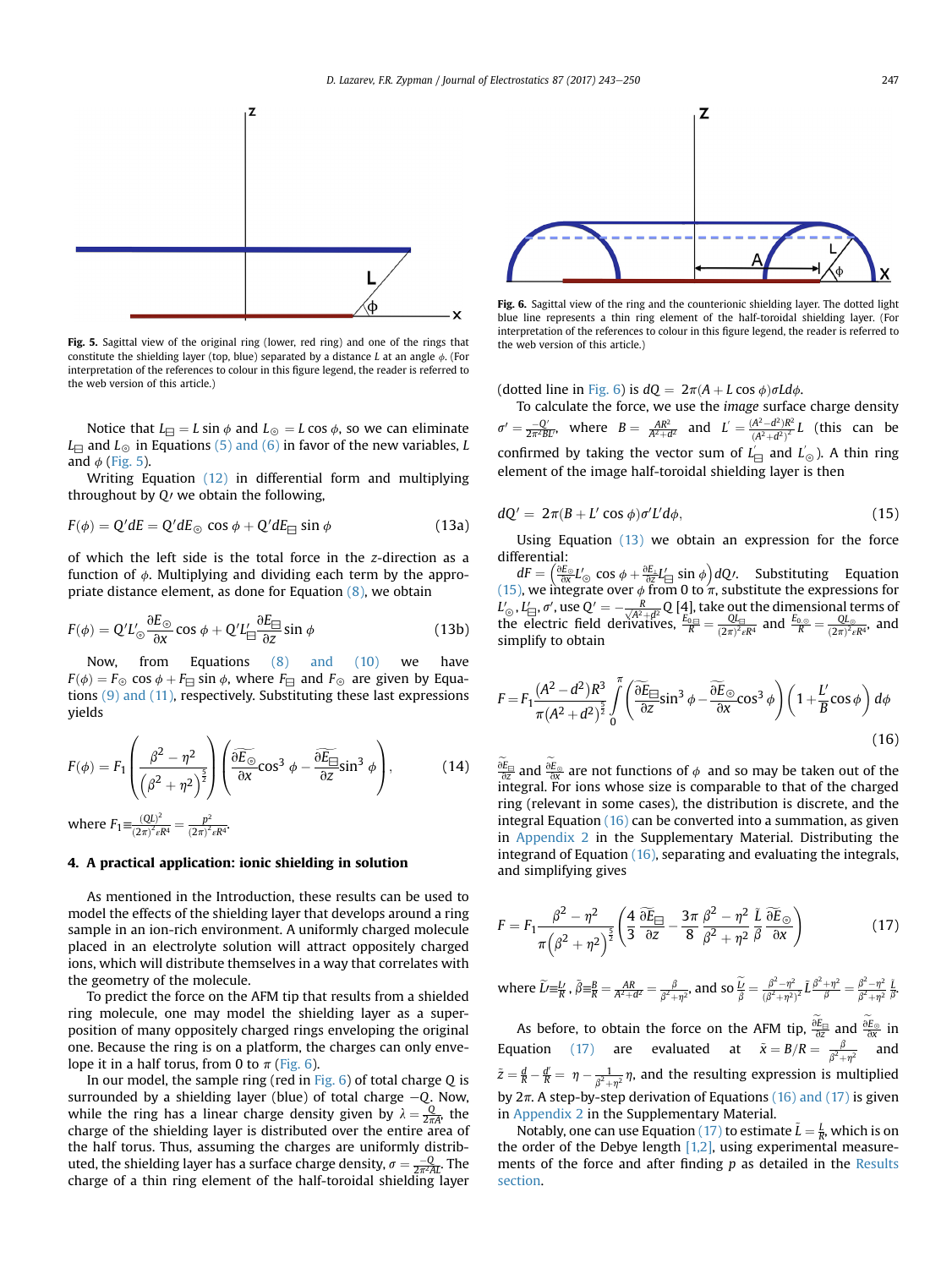**Fig. 5.** Sagittal view of the original ring (lower, red ring) and one of the rings that constitute the shielding layer (top, blue) separated by a distance $L$ at an angle $\phi$. (For interpretation of the references to colour in this figure legend, the reader is referred to the web version of this article.)

Notice that $L_{\boxminus} = L\sin\phi$ and $L_{\odot} = L\cos\phi$, so we can eliminate $L_{\boxminus}$ and $L_{\odot}$ in Equations (5) and (6) in favor of the new variables, $L$ and $\phi$ (Fig. 5).

Writing Equation (12) in differential form and multiplying throughout by $Q\prime$ we obtain the following,

$$F(\phi) = Q'dE = Q'dE_{\odot}\cos\phi + Q'dE_{\boxminus}\sin\phi \tag{13a}$$

of which the left side is the total force in the $z$-direction as a function of $\phi$. Multiplying and dividing each term by the appropriate distance element, as done for Equation (8), we obtain

$$F(\phi) = Q'L'_{\odot}\frac{\partial E_{\odot}}{\partial x}\cos\phi + Q'L'_{\boxminus}\frac{\partial E_{\boxminus}}{\partial z}\sin\phi \tag{13b}$$

Now, from Equations (8) and (10) we have $F(\phi) = F_{\odot}\cos\phi + F_{\boxminus}\sin\phi$, where $F_{\boxminus}$ and $F_{\odot}$ are given by Equations (9) and (11), respectively. Substituting these last expressions yields

$$F(\phi) = F_1\left(\frac{\beta^2-\eta^2}{\left(\beta^2+\eta^2\right)^{\frac{5}{2}}}\right)\left(\frac{\partial\widetilde{E}_{\odot}}{\partial x}\cos^3\phi - \frac{\partial\widetilde{E}_{\boxminus}}{\partial z}\sin^3\phi\right), \tag{14}$$

where $F_1 \equiv \frac{(QL)^2}{(2\pi)^2\epsilon R^4} = \frac{p^2}{(2\pi)^2\epsilon R^4}$.

## 4. A practical application: ionic shielding in solution

As mentioned in the Introduction, these results can be used to model the effects of the shielding layer that develops around a ring sample in an ion-rich environment. A uniformly charged molecule placed in an electrolyte solution will attract oppositely charged ions, which will distribute themselves in a way that correlates with the geometry of the molecule.

To predict the force on the AFM tip that results from a shielded ring molecule, one may model the shielding layer as a superposition of many oppositely charged rings enveloping the original one. Because the ring is on a platform, the charges can only envelope it in a half torus, from 0 to $\pi$ (Fig. 6).

In our model, the sample ring (red in Fig. 6) of total charge $Q$ is surrounded by a shielding layer (blue) of total charge $-Q$. Now, while the ring has a linear charge density given by $\lambda = \frac{Q}{2\pi A}$, the charge of the shielding layer is distributed over the entire area of the half torus. Thus, assuming the charges are uniformly distributed, the shielding layer has a surface charge density, $\sigma = \frac{-Q}{2\pi^2 AL}$. The charge of a thin ring element of the half-toroidal shielding layer (dotted line in Fig. 6) is $dQ = 2\pi(A + L\cos\phi)\sigma L d\phi$.

**Fig. 6.** Sagittal view of the ring and the counterionic shielding layer. The dotted light blue line represents a thin ring element of the half-toroidal shielding layer. (For interpretation of the references to colour in this figure legend, the reader is referred to the web version of this article.)

To calculate the force, we use the *image* surface charge density $\sigma' = \frac{-Q'}{2\pi^2 BL'}$, where $B = \frac{AR^2}{A^2+d^2}$ and $L' = \frac{(A^2-d^2)R^2}{(A^2+d^2)^2}L$ (this can be confirmed by taking the vector sum of $L'_{\boxminus}$ and $L'_{\odot}$). A thin ring element of the image half-toroidal shielding layer is then

$$dQ' = 2\pi(B + L'\cos\phi)\sigma' L' d\phi, \tag{15}$$

Using Equation (13) we obtain an expression for the force differential: $dF = \left(\frac{\partial E_{\odot}}{\partial x}L'_{\odot}\cos\phi + \frac{\partial E_{\boxminus}}{\partial z}L'_{\boxminus}\sin\phi\right)dQ\prime$. Substituting Equation (15), we integrate over $\phi$ from 0 to $\pi$, substitute the expressions for $L'_{\odot}, L'_{\boxminus}, \sigma'$, use $Q' = -\frac{R}{\sqrt{A^2+d^2}}Q$ [4], take out the dimensional terms of the electric field derivatives, $\frac{E_{0\boxminus}}{R} = \frac{QL_{\boxminus}}{(2\pi)^2\epsilon R^4}$ and $\frac{E_{0\odot}}{R} = \frac{QL_{\odot}}{(2\pi)^2\epsilon R^4}$, and simplify to obtain

$$F = F_1\frac{(A^2-d^2)R^3}{\pi(A^2+d^2)^{\frac{5}{2}}}\int_0^{\pi}\left(\frac{\partial\widetilde{E}_{\boxminus}}{\partial z}\sin^3\phi - \frac{\partial\widetilde{E}_{\odot}}{\partial x}\cos^3\phi\right)\left(1 + \frac{L'}{B}\cos\phi\right)d\phi \tag{16}$$

$\frac{\partial\widetilde{E}_{\boxminus}}{\partial z}$ and $\frac{\partial\widetilde{E}_{\odot}}{\partial x}$ are not functions of $\phi$ and so may be taken out of the integral. For ions whose size is comparable to that of the charged ring (relevant in some cases), the distribution is discrete, and the integral Equation (16) can be converted into a summation, as given in Appendix 2 in the Supplementary Material. Distributing the integrand of Equation (16), separating and evaluating the integrals, and simplifying gives

$$F = F_1\frac{\beta^2-\eta^2}{\pi\left(\beta^2+\eta^2\right)^{\frac{5}{2}}}\left(\frac{4}{3}\frac{\partial\widetilde{E}_{\boxminus}}{\partial z} - \frac{3\pi}{8}\frac{\beta^2-\eta^2}{\beta^2+\eta^2}\frac{\widetilde{L}}{\beta}\frac{\partial\widetilde{E}_{\odot}}{\partial x}\right) \tag{17}$$

where $\widetilde{L'} \equiv \frac{L'}{R}$, $\widetilde{\beta} \equiv \frac{B}{R} = \frac{AR}{A^2+d^2} = \frac{\beta}{\beta^2+\eta^2}$, and so $\frac{\widetilde{L'}}{\widetilde{\beta}} = \frac{\beta^2-\eta^2}{(\beta^2+\eta^2)^2}\widetilde{L}\frac{\beta^2+\eta^2}{\beta} = \frac{\beta^2-\eta^2}{\beta^2+\eta^2}\frac{\widetilde{L}}{\beta}$.

As before, to obtain the force on the AFM tip, $\frac{\partial\widetilde{E}_{\boxminus}}{\partial z}$ and $\frac{\partial\widetilde{E}_{\odot}}{\partial x}$ in Equation (17) are evaluated at $\widetilde{x} = B/R = \frac{\beta}{\beta^2+\eta^2}$ and $\widetilde{z} = \frac{d}{R} - \frac{d'}{R} = \eta - \frac{1}{\beta^2+\eta^2}\eta$, and the resulting expression is multiplied by $2\pi$. A step-by-step derivation of Equations (16) and (17) is given in Appendix 2 in the Supplementary Material.

Notably, one can use Equation (17) to estimate $\widetilde{L} = \frac{L}{R}$, which is on the order of the Debye length [1,2], using experimental measurements of the force and after finding $p$ as detailed in the Results section.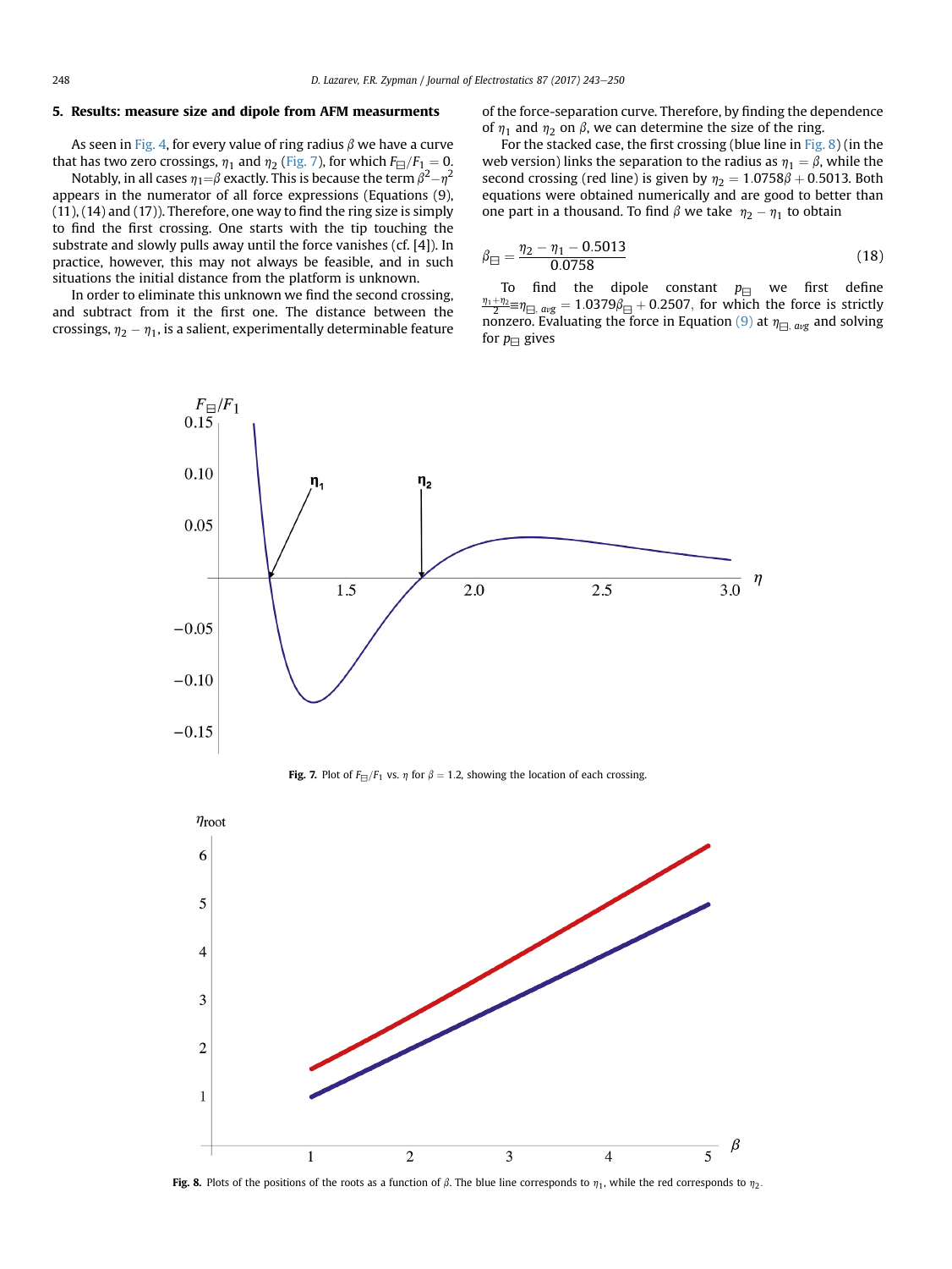## 5. Results: measure size and dipole from AFM measurments

As seen in Fig. 4, for every value of ring radius $\beta$ we have a curve that has two zero crossings, $\eta_1$ and $\eta_2$ (Fig. 7), for which $F_{\boxminus}/F_1 = 0$.

Notably, in all cases $\eta_1 = \beta$ exactly. This is because the term $\beta^2 - \eta^2$ appears in the numerator of all force expressions (Equations (9), (11), (14) and (17)). Therefore, one way to find the ring size is simply to find the first crossing. One starts with the tip touching the substrate and slowly pulls away until the force vanishes (cf. [4]). In practice, however, this may not always be feasible, and in such situations the initial distance from the platform is unknown.

In order to eliminate this unknown we find the second crossing, and subtract from it the first one. The distance between the crossings, $\eta_2 - \eta_1$, is a salient, experimentally determinable feature of the force-separation curve. Therefore, by finding the dependence of $\eta_1$ and $\eta_2$ on $\beta$, we can determine the size of the ring.

For the stacked case, the first crossing (blue line in Fig. 8) (in the web version) links the separation to the radius as $\eta_1 = \beta$, while the second crossing (red line) is given by $\eta_2 = 1.0758\beta + 0.5013$. Both equations were obtained numerically and are good to better than one part in a thousand. To find $\beta$ we take $\eta_2 - \eta_1$ to obtain

$$\beta_{\boxminus} = \frac{\eta_2 - \eta_1 - 0.5013}{0.0758} \tag{18}$$

To find the dipole constant $p_{\boxminus}$ we first define $\frac{\eta_1 + \eta_2}{2} \equiv \eta_{\boxminus,\, avg} = 1.0379\beta_{\boxminus} + 0.2507$, for which the force is strictly nonzero. Evaluating the force in Equation (9) at $\eta_{\boxminus,\, avg}$ and solving for $p_{\boxminus}$ gives

**Fig. 7.** Plot of $F_{\boxminus}/F_1$ vs. $\eta$ for $\beta = 1.2$, showing the location of each crossing.

**Fig. 8.** Plots of the positions of the roots as a function of $\beta$. The blue line corresponds to $\eta_1$, while the red corresponds to $\eta_2$.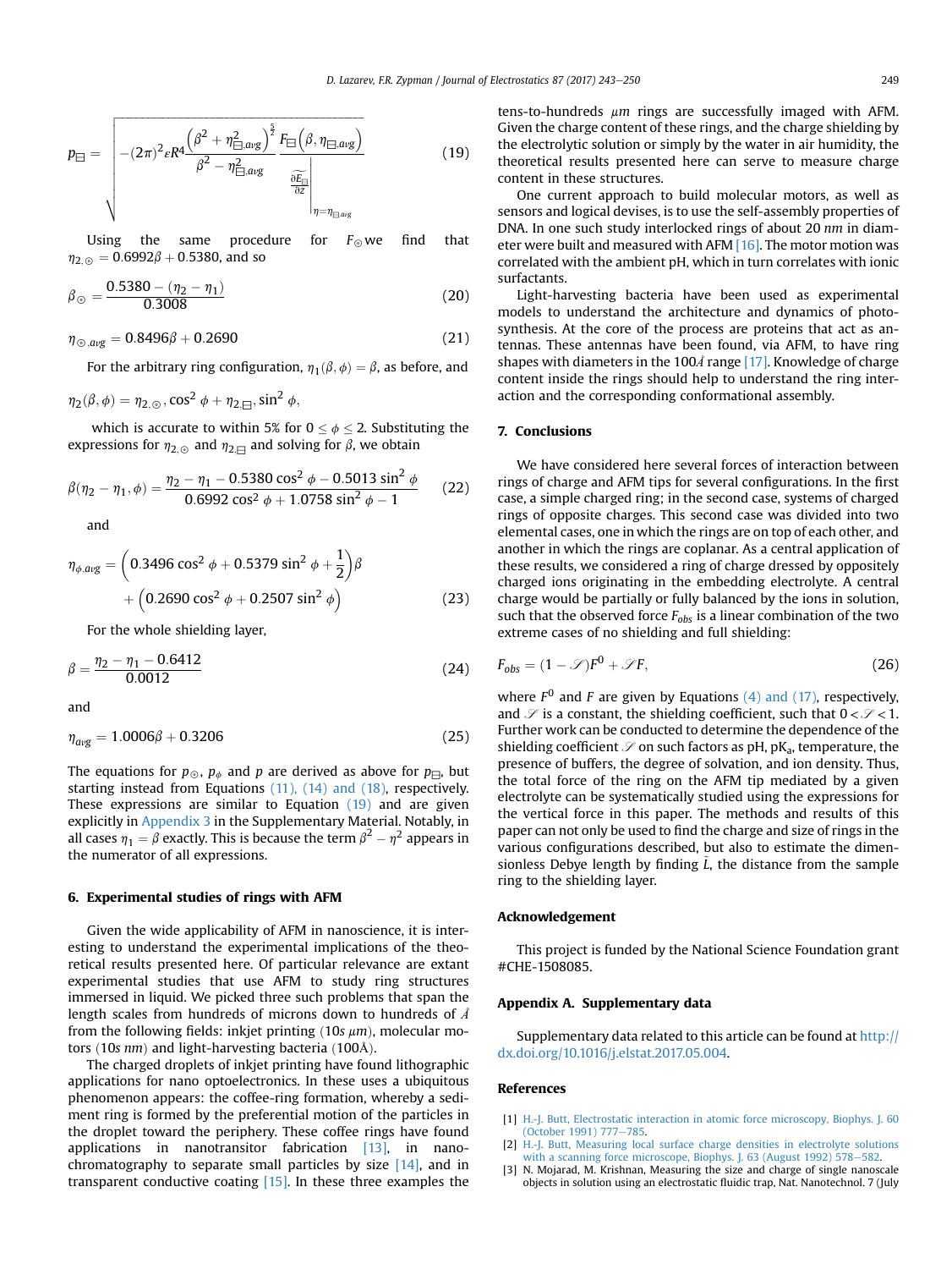$$p_{\boxminus} = \sqrt{-(2\pi)^2 \varepsilon R^4 \frac{\left(\beta^2+\eta^2_{\boxminus,avg}\right)^{\frac{5}{2}}}{\beta^2-\eta^2_{\boxminus,avg}} \frac{F_{\boxminus}\left(\beta,\eta_{\boxminus,avg}\right)}{\left.\frac{\partial \widetilde{E_{\boxminus}}}{\partial z}\right|_{\eta=\eta_{\boxminus,avg}}}} \tag{19}$$

Using the same procedure for $F_{\odot}$ we find that $\eta_{2,\odot} = 0.6992\beta + 0.5380$, and so

$$\beta_{\odot} = \frac{0.5380-(\eta_2-\eta_1)}{0.3008} \tag{20}$$

$$\eta_{\odot,avg} = 0.8496\beta + 0.2690 \tag{21}$$

For the arbitrary ring configuration, $\eta_1(\beta,\phi) = \beta$, as before, and

$$\eta_2(\beta,\phi) = \eta_{2,\odot}, \cos^2\phi + \eta_{2,\boxminus}, \sin^2\phi,$$

which is accurate to within 5% for $0 \le \phi \le 2$. Substituting the expressions for $\eta_{2,\odot}$ and $\eta_{2,\boxminus}$ and solving for $\beta$, we obtain

$$\beta(\eta_2-\eta_1,\phi) = \frac{\eta_2-\eta_1-0.5380\cos^2\phi-0.5013\sin^2\phi}{0.6992\cos^2\phi+1.0758\sin^2\phi-1} \tag{22}$$

and

$$\eta_{\phi,avg} = \left(0.3496\cos^2\phi + 0.5379\sin^2\phi + \frac{1}{2}\right)\beta + \left(0.2690\cos^2\phi + 0.2507\sin^2\phi\right) \tag{23}$$

For the whole shielding layer,

$$\beta = \frac{\eta_2-\eta_1-0.6412}{0.0012} \tag{24}$$

and

$$\eta_{avg} = 1.0006\beta + 0.3206 \tag{25}$$

The equations for $p_{\odot}$, $p_{\phi}$ and $p$ are derived as above for $p_{\boxminus}$, but starting instead from Equations (11), (14) and (18), respectively. These expressions are similar to Equation (19) and are given explicitly in Appendix 3 in the Supplementary Material. Notably, in all cases $\eta_1 = \beta$ exactly. This is because the term $\beta^2 - \eta^2$ appears in the numerator of all expressions.

## 6. Experimental studies of rings with AFM

Given the wide applicability of AFM in nanoscience, it is interesting to understand the experimental implications of the theoretical results presented here. Of particular relevance are extant experimental studies that use AFM to study ring structures immersed in liquid. We picked three such problems that span the length scales from hundreds of microns down to hundreds of Å from the following fields: inkjet printing (10s $\mu m$), molecular motors (10s $nm$) and light-harvesting bacteria (100Å).

The charged droplets of inkjet printing have found lithographic applications for nano optoelectronics. In these uses a ubiquitous phenomenon appears: the coffee-ring formation, whereby a sediment ring is formed by the preferential motion of the particles in the droplet toward the periphery. These coffee rings have found applications in nanotransitor fabrication [13], in nanochromatography to separate small particles by size [14], and in transparent conductive coating [15]. In these three examples the tens-to-hundreds $\mu m$ rings are successfully imaged with AFM. Given the charge content of these rings, and the charge shielding by the electrolytic solution or simply by the water in air humidity, the theoretical results presented here can serve to measure charge content in these structures.

One current approach to build molecular motors, as well as sensors and logical devises, is to use the self-assembly properties of DNA. In one such study interlocked rings of about 20 $nm$ in diameter were built and measured with AFM [16]. The motor motion was correlated with the ambient pH, which in turn correlates with ionic surfactants.

Light-harvesting bacteria have been used as experimental models to understand the architecture and dynamics of photosynthesis. At the core of the process are proteins that act as antennas. These antennas have been found, via AFM, to have ring shapes with diameters in the 100Å range [17]. Knowledge of charge content inside the rings should help to understand the ring interaction and the corresponding conformational assembly.

## 7. Conclusions

We have considered here several forces of interaction between rings of charge and AFM tips for several configurations. In the first case, a simple charged ring; in the second case, systems of charged rings of opposite charges. This second case was divided into two elemental cases, one in which the rings are on top of each other, and another in which the rings are coplanar. As a central application of these results, we considered a ring of charge dressed by oppositely charged ions originating in the embedding electrolyte. A central charge would be partially or fully balanced by the ions in solution, such that the observed force $F_{obs}$ is a linear combination of the two extreme cases of no shielding and full shielding:

$$F_{obs} = (1-\mathscr{S})F^0 + \mathscr{S}F, \tag{26}$$

where $F^0$ and $F$ are given by Equations (4) and (17), respectively, and $\mathscr{S}$ is a constant, the shielding coefficient, such that $0 < \mathscr{S} < 1$. Further work can be conducted to determine the dependence of the shielding coefficient $\mathscr{S}$ on such factors as pH, p$K_a$, temperature, the presence of buffers, the degree of solvation, and ion density. Thus, the total force of the ring on the AFM tip mediated by a given electrolyte can be systematically studied using the expressions for the vertical force in this paper. The methods and results of this paper can not only be used to find the charge and size of rings in the various configurations described, but also to estimate the dimensionless Debye length by finding $\tilde{L}$, the distance from the sample ring to the shielding layer.

## Acknowledgement

This project is funded by the National Science Foundation grant #CHE-1508085.

## Appendix A. Supplementary data

Supplementary data related to this article can be found at http://dx.doi.org/10.1016/j.elstat.2017.05.004.

## References

[1] H.-J. Butt, Electrostatic interaction in atomic force microscopy, Biophys. J. 60 (October 1991) 777–785.

[2] H.-J. Butt, Measuring local surface charge densities in electrolyte solutions with a scanning force microscope, Biophys. J. 63 (August 1992) 578–582.

[3] N. Mojarad, M. Krishnan, Measuring the size and charge of single nanoscale objects in solution using an electrostatic fluidic trap, Nat. Nanotechnol. 7 (July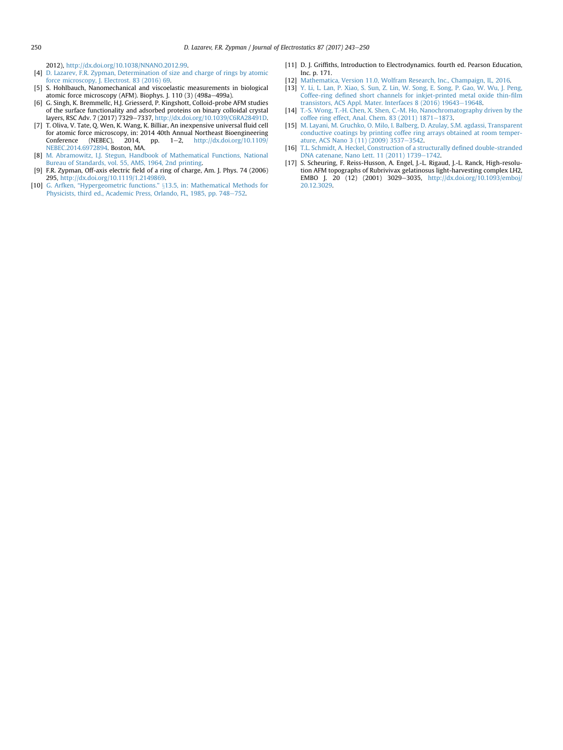2012), http://dx.doi.org/10.1038/NNANO.2012.99.

[4] D. Lazarev, F.R. Zypman, Determination of size and charge of rings by atomic force microscopy, J. Electrost. 83 (2016) 69.

[5] S. Hohlbauch, Nanomechanical and viscoelastic measurements in biological atomic force microscopy (AFM). Biophys. J. 110 (3) (498a–499a).

[6] G. Singh, K. Bremmellc, H.J. Griesserd, P. Kingshott, Colloid-probe AFM studies of the surface functionality and adsorbed proteins on binary colloidal crystal layers, RSC Adv. 7 (2017) 7329–7337, http://dx.doi.org/10.1039/C6RA28491D.

[7] T. Oliva, V. Tate, Q. Wen, K. Wang, K. Billiar, An inexpensive universal fluid cell for atomic force microscopy, in: 2014 40th Annual Northeast Bioengineering Conference (NEBEC), 2014, pp. 1–2, http://dx.doi.org/10.1109/NEBEC.2014.6972894. Boston, MA.

[8] M. Abramowitz, I.J. Stegun, Handbook of Mathematical Functions, National Bureau of Standards, vol. 55, AMS, 1964, 2nd printing.

[9] F.R. Zypman, Off-axis electric field of a ring of charge, Am. J. Phys. 74 (2006) 295, http://dx.doi.org/10.1119/1.2149869.

[10] G. Arfken, "Hypergeometric functions." §13.5, in: Mathematical Methods for Physicists, third ed., Academic Press, Orlando, FL, 1985, pp. 748–752.

[11] D. J. Griffiths, Introduction to Electrodynamics. fourth ed. Pearson Education, Inc. p. 171.

[12] Mathematica, Version 11.0, Wolfram Research, Inc., Champaign, IL, 2016.

[13] Y. Li, L. Lan, P. Xiao, S. Sun, Z. Lin, W. Song, E. Song, P. Gao, W. Wu, J. Peng, Coffee-ring defined short channels for inkjet-printed metal oxide thin-film transistors, ACS Appl. Mater. Interfaces 8 (2016) 19643–19648.

[14] T.-S. Wong, T.-H. Chen, X. Shen, C.-M. Ho, Nanochromatography driven by the coffee ring effect, Anal. Chem. 83 (2011) 1871–1873.

[15] M. Layani, M. Gruchko, O. Milo, I. Balberg, D. Azulay, S.M. agdassi, Transparent conductive coatings by printing coffee ring arrays obtained at room temperature, ACS Nano 3 (11) (2009) 3537–3542.

[16] T.L. Schmidt, A. Heckel, Construction of a structurally defined double-stranded DNA catenane, Nano Lett. 11 (2011) 1739–1742.

[17] S. Scheuring, F. Reiss-Husson, A. Engel, J.-L. Rigaud, J.-L. Ranck, High-resolution AFM topographs of Rubrivivax gelatinosus light-harvesting complex LH2, EMBO J. 20 (12) (2001) 3029–3035, http://dx.doi.org/10.1093/emboj/20.12.3029.